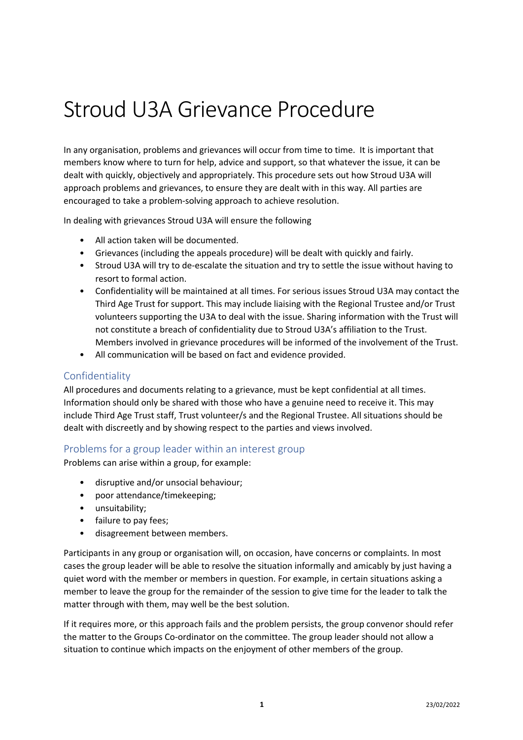# Stroud U3A Grievance Procedure

In any organisation, problems and grievances will occur from time to time. It is important that members know where to turn for help, advice and support, so that whatever the issue, it can be dealt with quickly, objectively and appropriately. This procedure sets out how Stroud U3A will approach problems and grievances, to ensure they are dealt with in this way. All parties are encouraged to take a problem-solving approach to achieve resolution.

In dealing with grievances Stroud U3A will ensure the following

- All action taken will be documented.
- Grievances (including the appeals procedure) will be dealt with quickly and fairly.
- Stroud U3A will try to de-escalate the situation and try to settle the issue without having to resort to formal action.
- Confidentiality will be maintained at all times. For serious issues Stroud U3A may contact the Third Age Trust for support. This may include liaising with the Regional Trustee and/or Trust volunteers supporting the U3A to deal with the issue. Sharing information with the Trust will not constitute a breach of confidentiality due to Stroud U3A's affiliation to the Trust. Members involved in grievance procedures will be informed of the involvement of the Trust.
- All communication will be based on fact and evidence provided.

## Confidentiality

All procedures and documents relating to a grievance, must be kept confidential at all times. Information should only be shared with those who have a genuine need to receive it. This may include Third Age Trust staff, Trust volunteer/s and the Regional Trustee. All situations should be dealt with discreetly and by showing respect to the parties and views involved.

## Problems for a group leader within an interest group

Problems can arise within a group, for example:

- disruptive and/or unsocial behaviour;
- poor attendance/timekeeping;
- unsuitability;
- failure to pay fees;
- disagreement between members.

Participants in any group or organisation will, on occasion, have concerns or complaints. In most cases the group leader will be able to resolve the situation informally and amicably by just having a quiet word with the member or members in question. For example, in certain situations asking a member to leave the group for the remainder of the session to give time for the leader to talk the matter through with them, may well be the best solution.

If it requires more, or this approach fails and the problem persists, the group convenor should refer the matter to the Groups Co-ordinator on the committee. The group leader should not allow a situation to continue which impacts on the enjoyment of other members of the group.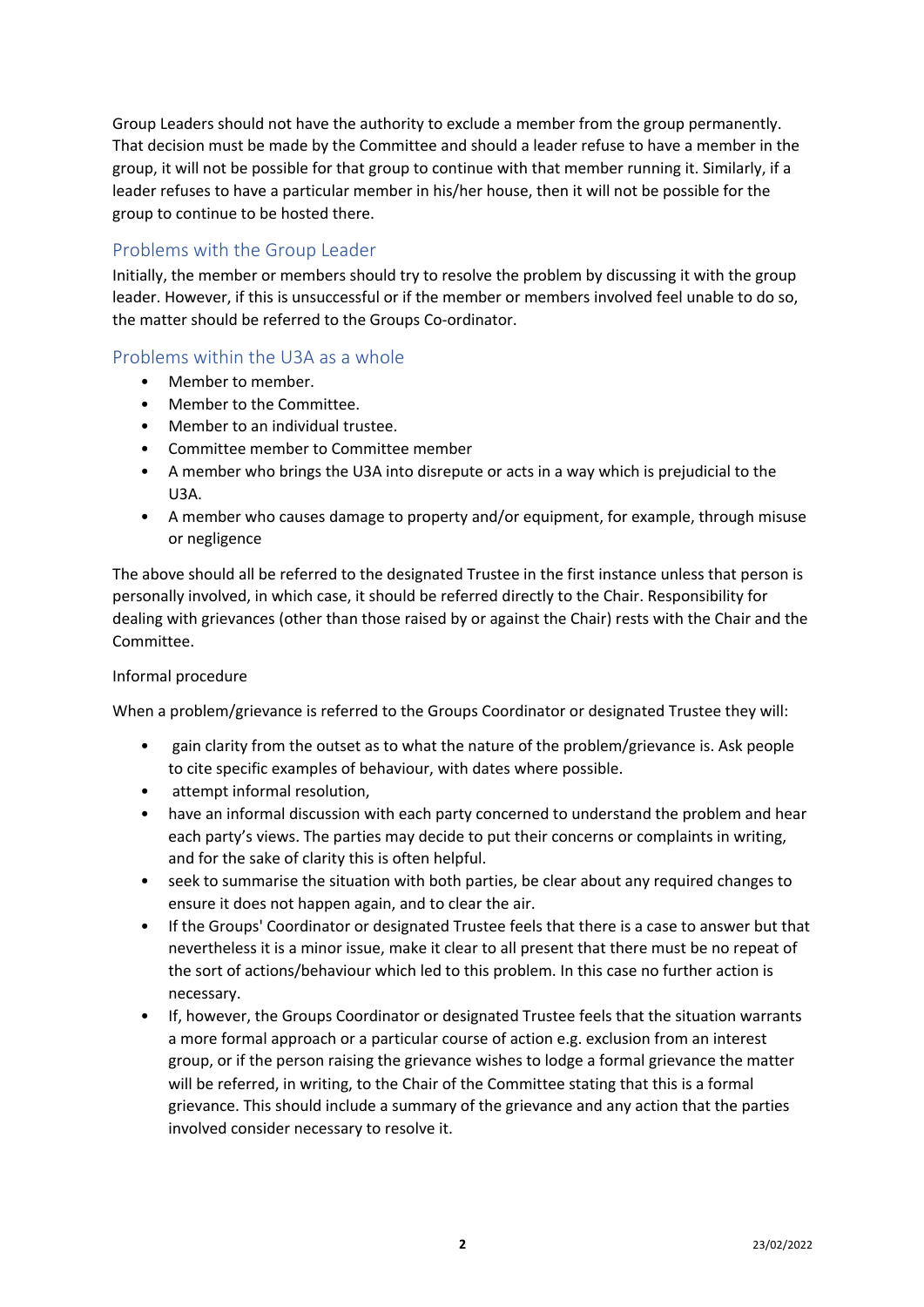Group Leaders should not have the authority to exclude a member from the group permanently. That decision must be made by the Committee and should a leader refuse to have a member in the group, it will not be possible for that group to continue with that member running it. Similarly, if a leader refuses to have a particular member in his/her house, then it will not be possible for the group to continue to be hosted there.

## Problems with the Group Leader

Initially, the member or members should try to resolve the problem by discussing it with the group leader. However, if this is unsuccessful or if the member or members involved feel unable to do so, the matter should be referred to the Groups Co-ordinator.

## Problems within the U3A as a whole

- Member to member.
- Member to the Committee.
- Member to an individual trustee.
- Committee member to Committee member
- A member who brings the U3A into disrepute or acts in a way which is prejudicial to the U3A.
- A member who causes damage to property and/or equipment, for example, through misuse or negligence

The above should all be referred to the designated Trustee in the first instance unless that person is personally involved, in which case, it should be referred directly to the Chair. Responsibility for dealing with grievances (other than those raised by or against the Chair) rests with the Chair and the Committee.

Informal procedure

When a problem/grievance is referred to the Groups Coordinator or designated Trustee they will:

- gain clarity from the outset as to what the nature of the problem/grievance is. Ask people to cite specific examples of behaviour, with dates where possible.
- attempt informal resolution,
- have an informal discussion with each party concerned to understand the problem and hear each party's views. The parties may decide to put their concerns or complaints in writing, and for the sake of clarity this is often helpful.
- seek to summarise the situation with both parties, be clear about any required changes to ensure it does not happen again, and to clear the air.
- If the Groups' Coordinator or designated Trustee feels that there is a case to answer but that nevertheless it is a minor issue, make it clear to all present that there must be no repeat of the sort of actions/behaviour which led to this problem. In this case no further action is necessary.
- If, however, the Groups Coordinator or designated Trustee feels that the situation warrants a more formal approach or a particular course of action e.g. exclusion from an interest group, or if the person raising the grievance wishes to lodge a formal grievance the matter will be referred, in writing, to the Chair of the Committee stating that this is a formal grievance. This should include a summary of the grievance and any action that the parties involved consider necessary to resolve it.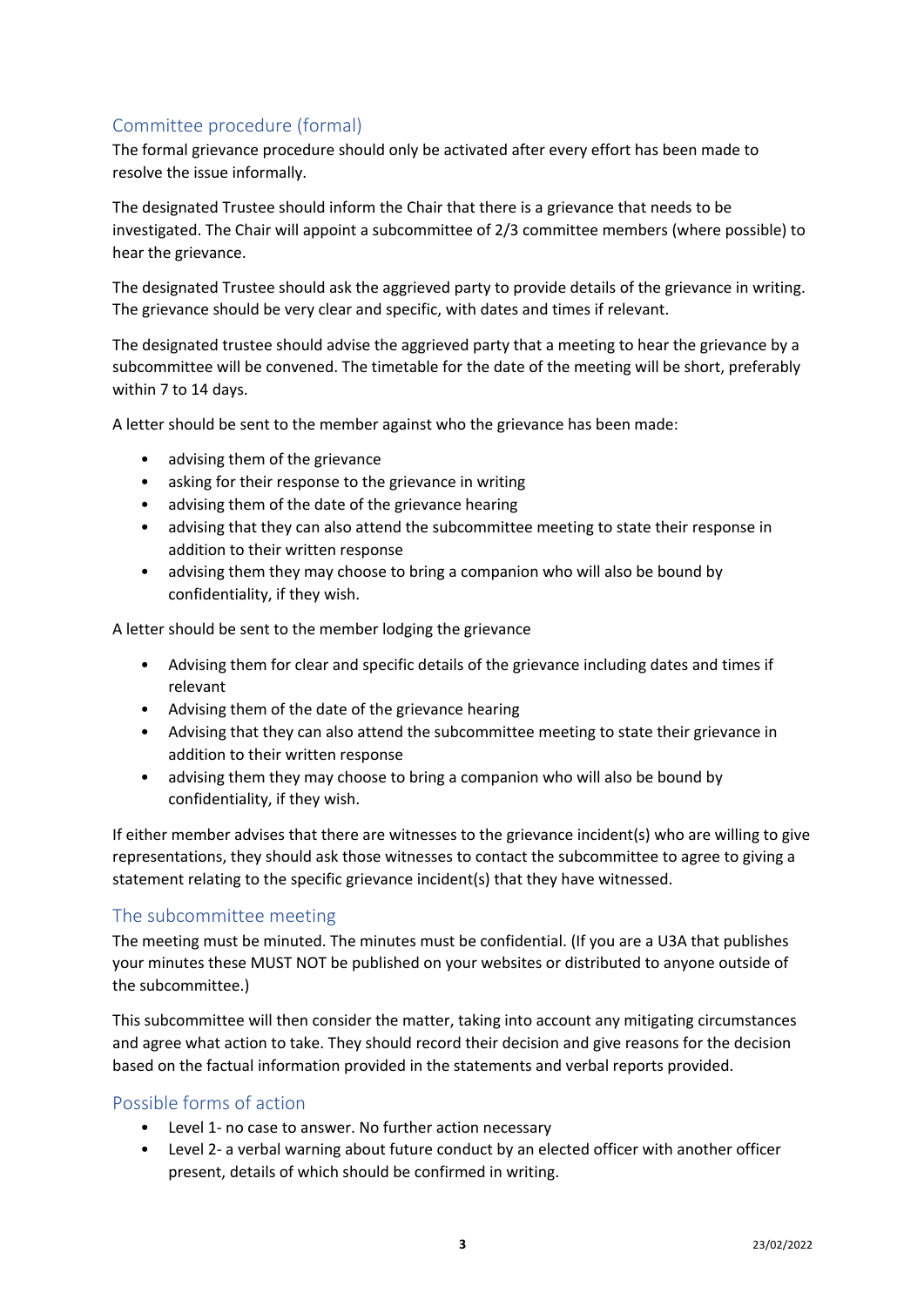## Committee procedure (formal)

The formal grievance procedure should only be activated after every effort has been made to resolve the issue informally.

The designated Trustee should inform the Chair that there is a grievance that needs to be investigated. The Chair will appoint a subcommittee of 2/3 committee members (where possible) to hear the grievance.

The designated Trustee should ask the aggrieved party to provide details of the grievance in writing. The grievance should be very clear and specific, with dates and times if relevant.

The designated trustee should advise the aggrieved party that a meeting to hear the grievance by a subcommittee will be convened. The timetable for the date of the meeting will be short, preferably within 7 to 14 days.

A letter should be sent to the member against who the grievance has been made:

- advising them of the grievance
- asking for their response to the grievance in writing
- advising them of the date of the grievance hearing
- advising that they can also attend the subcommittee meeting to state their response in addition to their written response
- advising them they may choose to bring a companion who will also be bound by confidentiality, if they wish.

A letter should be sent to the member lodging the grievance

- Advising them for clear and specific details of the grievance including dates and times if relevant
- Advising them of the date of the grievance hearing
- Advising that they can also attend the subcommittee meeting to state their grievance in addition to their written response
- advising them they may choose to bring a companion who will also be bound by confidentiality, if they wish.

If either member advises that there are witnesses to the grievance incident(s) who are willing to give representations, they should ask those witnesses to contact the subcommittee to agree to giving a statement relating to the specific grievance incident(s) that they have witnessed.

## The subcommittee meeting

The meeting must be minuted. The minutes must be confidential. (If you are a U3A that publishes your minutes these MUST NOT be published on your websites or distributed to anyone outside of the subcommittee.)

This subcommittee will then consider the matter, taking into account any mitigating circumstances and agree what action to take. They should record their decision and give reasons for the decision based on the factual information provided in the statements and verbal reports provided.

## Possible forms of action

- Level 1- no case to answer. No further action necessary
- Level 2- a verbal warning about future conduct by an elected officer with another officer present, details of which should be confirmed in writing.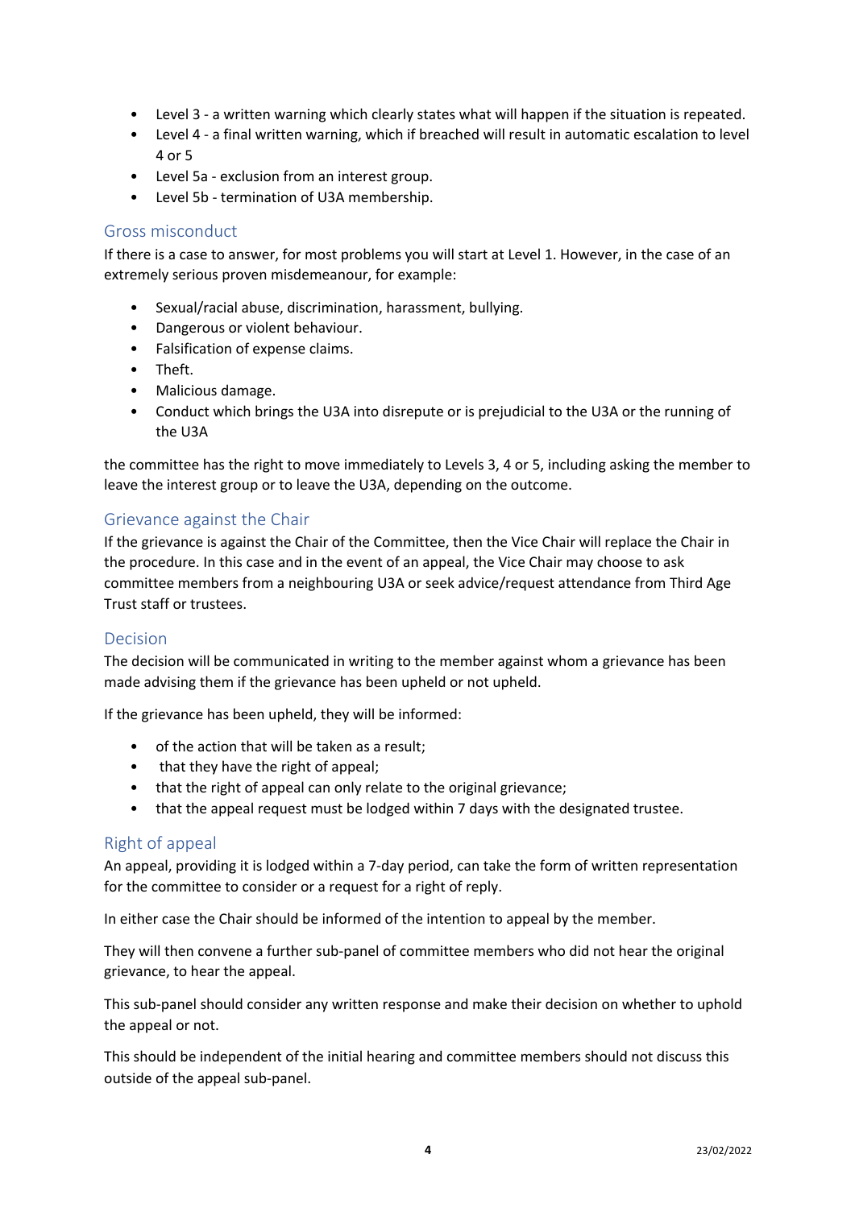- Level 3 - a written warning which clearly states what will happen if the situation is repeated.
- Level 4 - a final written warning, which if breached will result in automatic escalation to level 4 or 5
- Level 5a - exclusion from an interest group.
- Level 5b - termination of U3A membership.

## Gross misconduct

If there is a case to answer, for most problems you will start at Level 1. However, in the case of an extremely serious proven misdemeanour, for example:

- Sexual/racial abuse, discrimination, harassment, bullying.
- Dangerous or violent behaviour.
- Falsification of expense claims.
- Theft.
- Malicious damage.
- Conduct which brings the U3A into disrepute or is prejudicial to the U3A or the running of the U3A

the committee has the right to move immediately to Levels 3, 4 or 5, including asking the member to leave the interest group or to leave the U3A, depending on the outcome.

## Grievance against the Chair

If the grievance is against the Chair of the Committee, then the Vice Chair will replace the Chair in the procedure. In this case and in the event of an appeal, the Vice Chair may choose to ask committee members from a neighbouring U3A or seek advice/request attendance from Third Age Trust staff or trustees.

## Decision

The decision will be communicated in writing to the member against whom a grievance has been made advising them if the grievance has been upheld or not upheld.

If the grievance has been upheld, they will be informed:

- of the action that will be taken as a result;
- that they have the right of appeal;
- that the right of appeal can only relate to the original grievance;
- that the appeal request must be lodged within 7 days with the designated trustee.

## Right of appeal

An appeal, providing it is lodged within a 7-day period, can take the form of written representation for the committee to consider or a request for a right of reply.

In either case the Chair should be informed of the intention to appeal by the member.

They will then convene a further sub-panel of committee members who did not hear the original grievance, to hear the appeal.

This sub-panel should consider any written response and make their decision on whether to uphold the appeal or not.

This should be independent of the initial hearing and committee members should not discuss this outside of the appeal sub-panel.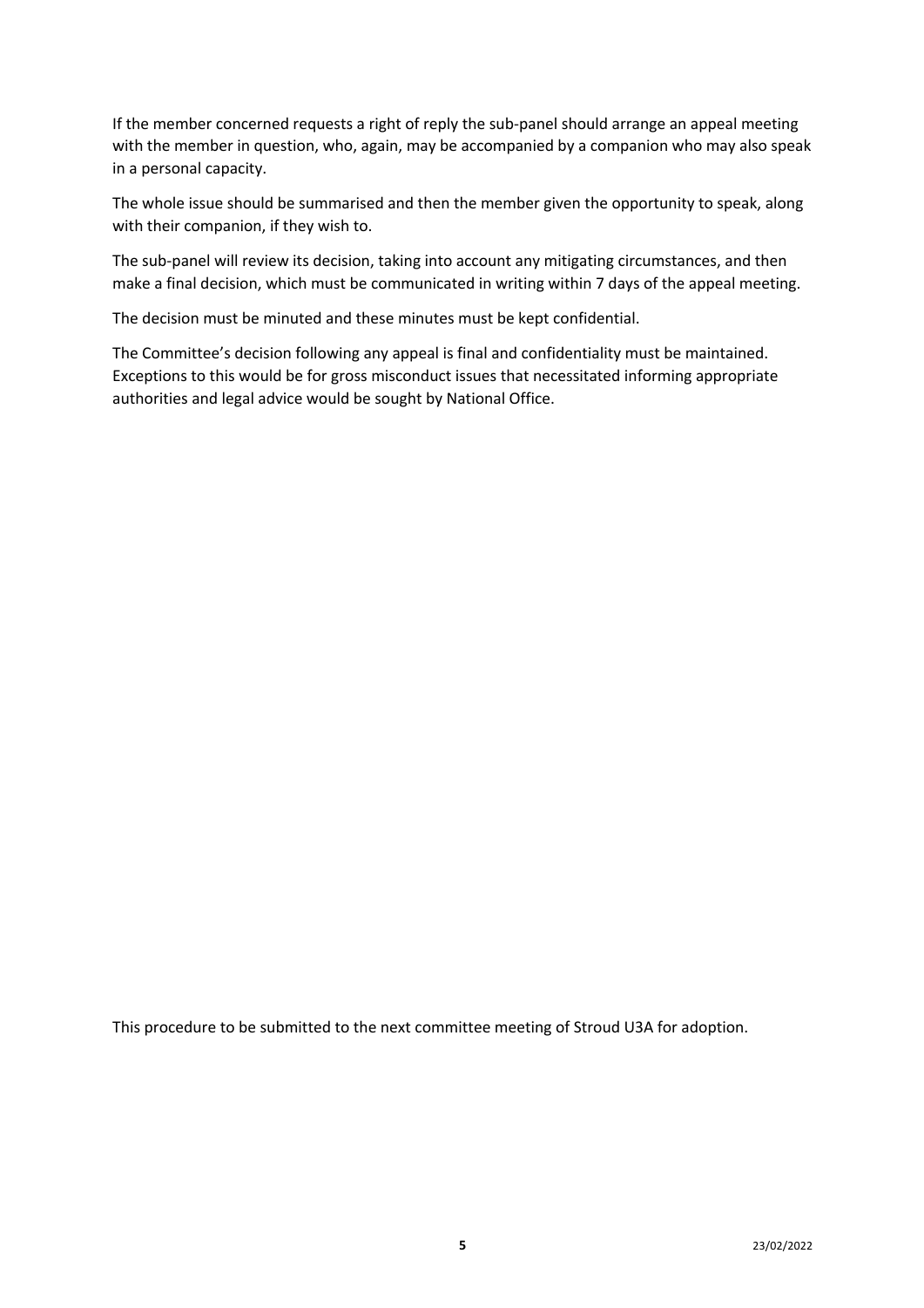If the member concerned requests a right of reply the sub-panel should arrange an appeal meeting with the member in question, who, again, may be accompanied by a companion who may also speak in a personal capacity.

The whole issue should be summarised and then the member given the opportunity to speak, along with their companion, if they wish to.

The sub-panel will review its decision, taking into account any mitigating circumstances, and then make a final decision, which must be communicated in writing within 7 days of the appeal meeting.

The decision must be minuted and these minutes must be kept confidential.

The Committee's decision following any appeal is final and confidentiality must be maintained. Exceptions to this would be for gross misconduct issues that necessitated informing appropriate authorities and legal advice would be sought by National Office.

This procedure to be submitted to the next committee meeting of Stroud U3A for adoption.

23/02/2022